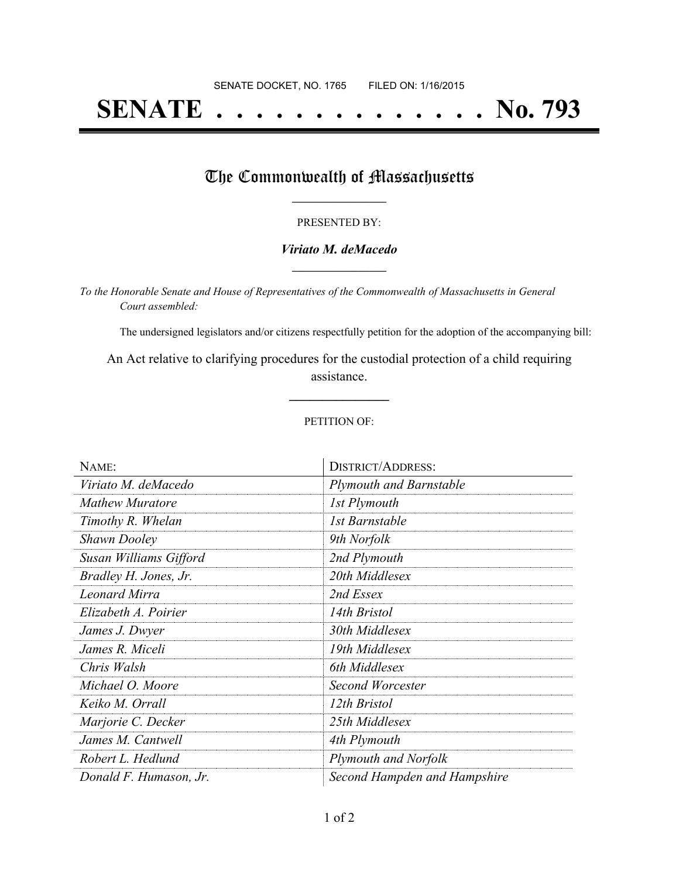SENATE DOCKET, NO. 1765 FILED ON: 1/16/2015

# SENATE . . . . . . . . . . . . . . No. 793

## The Commonwealth of Massachusetts

PRESENTED BY:

***Viriato M. deMacedo***

*To the Honorable Senate and House of Representatives of the Commonwealth of Massachusetts in General Court assembled:*

The undersigned legislators and/or citizens respectfully petition for the adoption of the accompanying bill:

An Act relative to clarifying procedures for the custodial protection of a child requiring assistance.

PETITION OF:

| NAME: | DISTRICT/ADDRESS: |
|---|---|
| *Viriato M. deMacedo* | *Plymouth and Barnstable* |
| *Mathew Muratore* | *1st Plymouth* |
| *Timothy R. Whelan* | *1st Barnstable* |
| *Shawn Dooley* | *9th Norfolk* |
| *Susan Williams Gifford* | *2nd Plymouth* |
| *Bradley H. Jones, Jr.* | *20th Middlesex* |
| *Leonard Mirra* | *2nd Essex* |
| *Elizabeth A. Poirier* | *14th Bristol* |
| *James J. Dwyer* | *30th Middlesex* |
| *James R. Miceli* | *19th Middlesex* |
| *Chris Walsh* | *6th Middlesex* |
| *Michael O. Moore* | *Second Worcester* |
| *Keiko M. Orrall* | *12th Bristol* |
| *Marjorie C. Decker* | *25th Middlesex* |
| *James M. Cantwell* | *4th Plymouth* |
| *Robert L. Hedlund* | *Plymouth and Norfolk* |
| *Donald F. Humason, Jr.* | *Second Hampden and Hampshire* |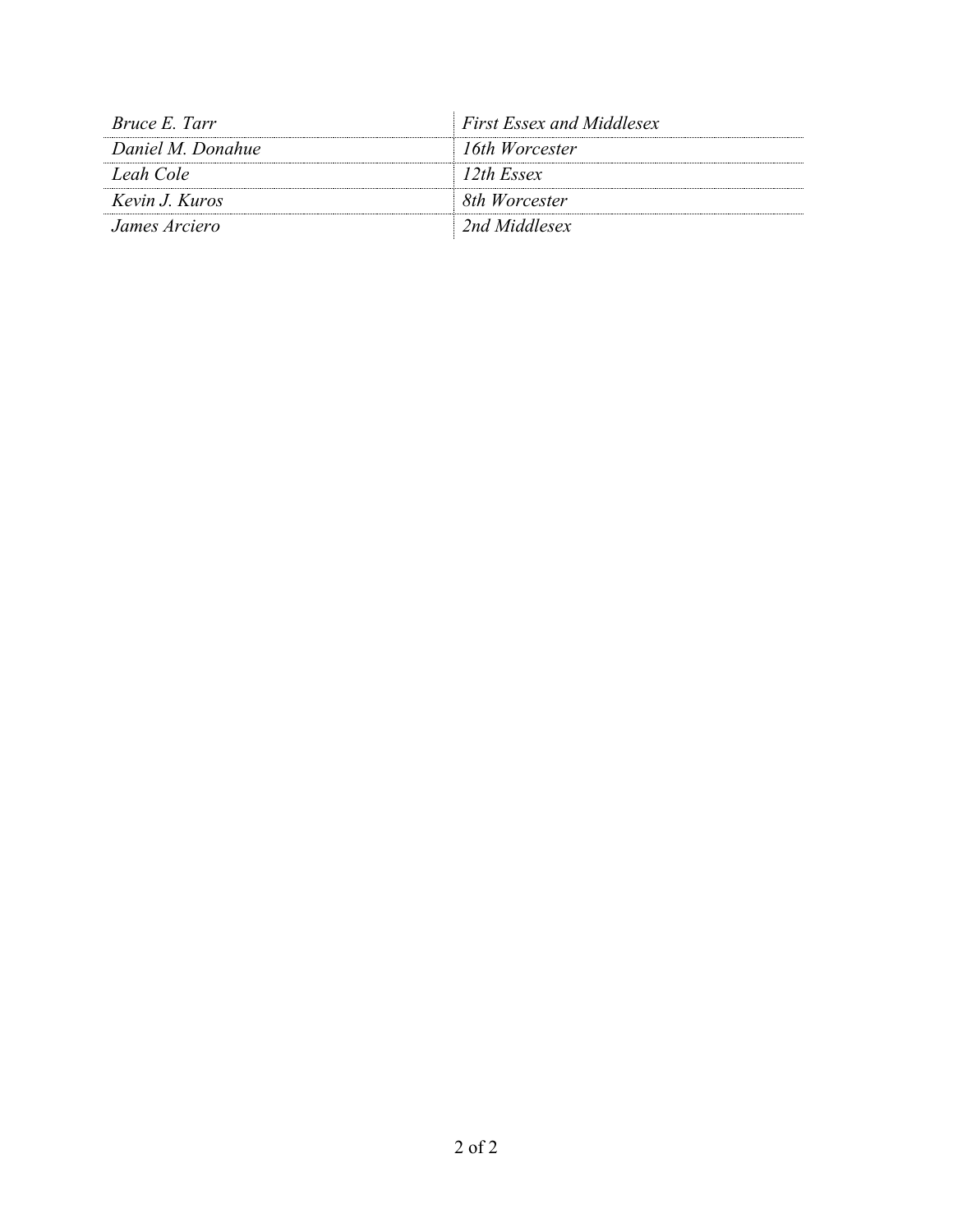| | |
|---|---|
| *Bruce E. Tarr* | *First Essex and Middlesex* |
| *Daniel M. Donahue* | *16th Worcester* |
| *Leah Cole* | *12th Essex* |
| *Kevin J. Kuros* | *8th Worcester* |
| *James Arciero* | *2nd Middlesex* |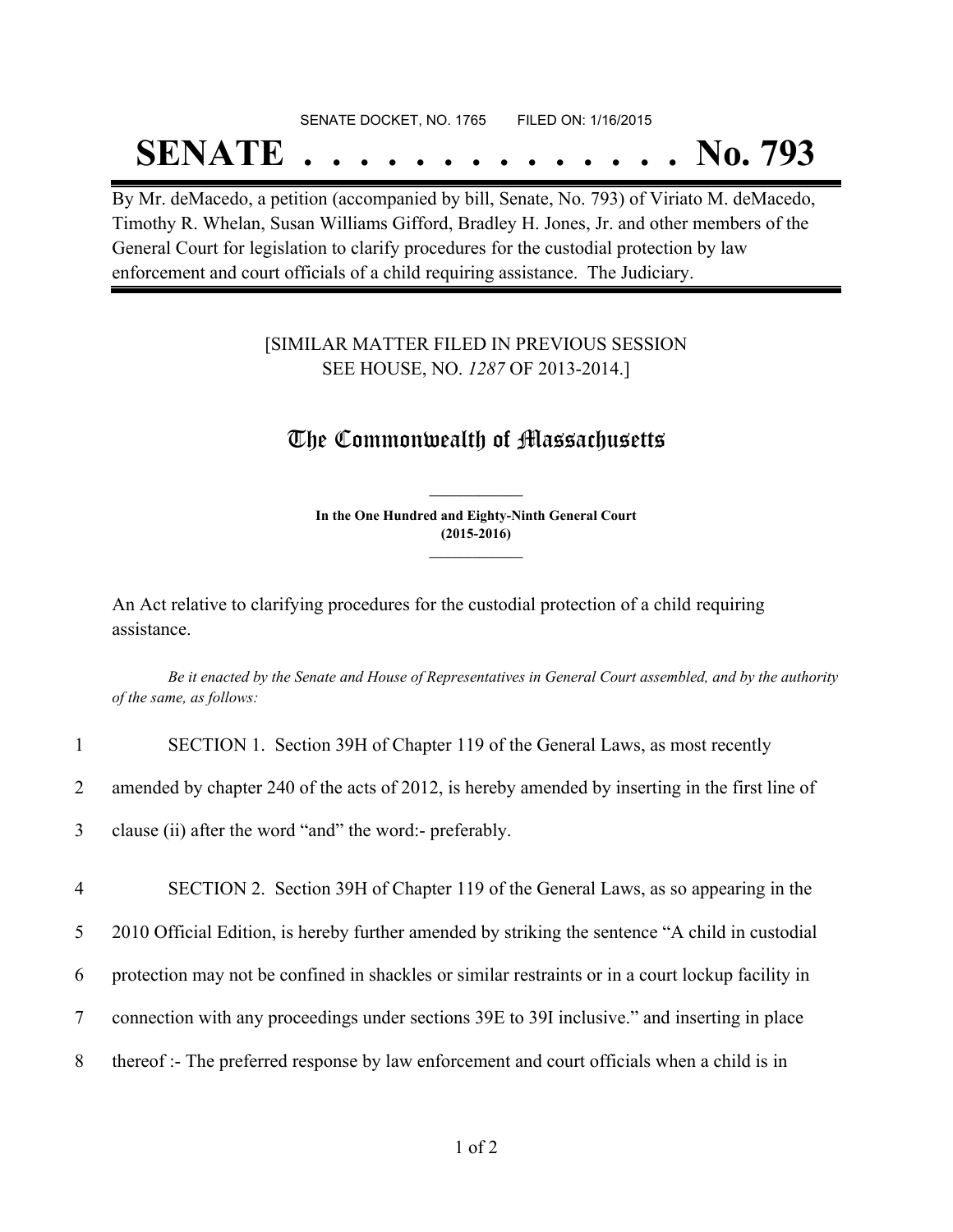SENATE DOCKET, NO. 1765 FILED ON: 1/16/2015

# SENATE . . . . . . . . . . . . . . No. 793

By Mr. deMacedo, a petition (accompanied by bill, Senate, No. 793) of Viriato M. deMacedo, Timothy R. Whelan, Susan Williams Gifford, Bradley H. Jones, Jr. and other members of the General Court for legislation to clarify procedures for the custodial protection by law enforcement and court officials of a child requiring assistance. The Judiciary.

[SIMILAR MATTER FILED IN PREVIOUS SESSION SEE HOUSE, NO. *1287* OF 2013-2014.]

## The Commonwealth of Massachusetts

**In the One Hundred and Eighty-Ninth General Court (2015-2016)**

An Act relative to clarifying procedures for the custodial protection of a child requiring assistance.

*Be it enacted by the Senate and House of Representatives in General Court assembled, and by the authority of the same, as follows:*

1 SECTION 1. Section 39H of Chapter 119 of the General Laws, as most recently
2 amended by chapter 240 of the acts of 2012, is hereby amended by inserting in the first line of
3 clause (ii) after the word "and" the word:- preferably.

4 SECTION 2. Section 39H of Chapter 119 of the General Laws, as so appearing in the
5 2010 Official Edition, is hereby further amended by striking the sentence "A child in custodial
6 protection may not be confined in shackles or similar restraints or in a court lockup facility in
7 connection with any proceedings under sections 39E to 39I inclusive." and inserting in place
8 thereof :- The preferred response by law enforcement and court officials when a child is in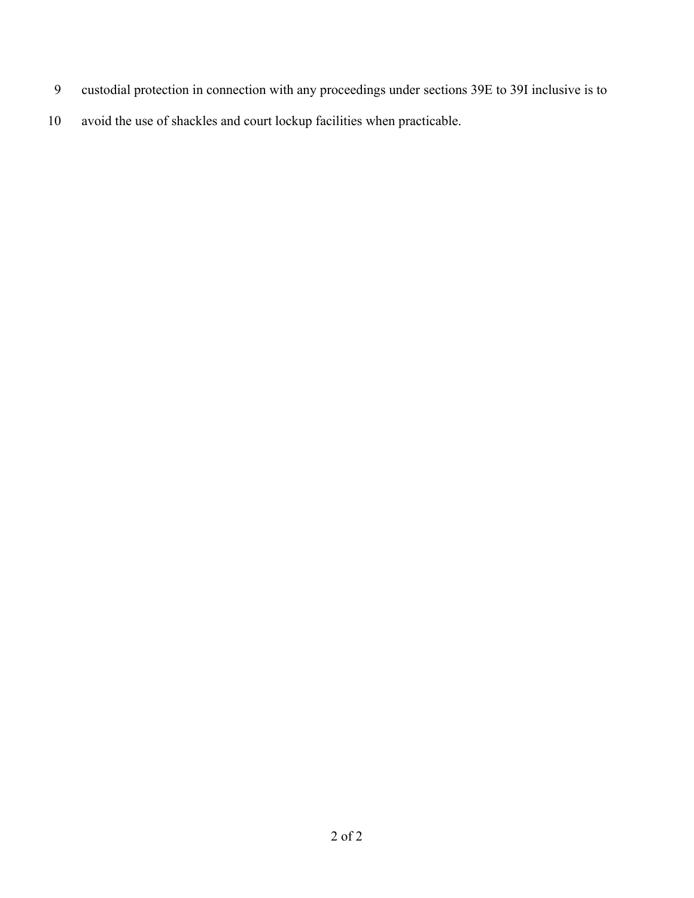9 custodial protection in connection with any proceedings under sections 39E to 39I inclusive is to

10 avoid the use of shackles and court lockup facilities when practicable.